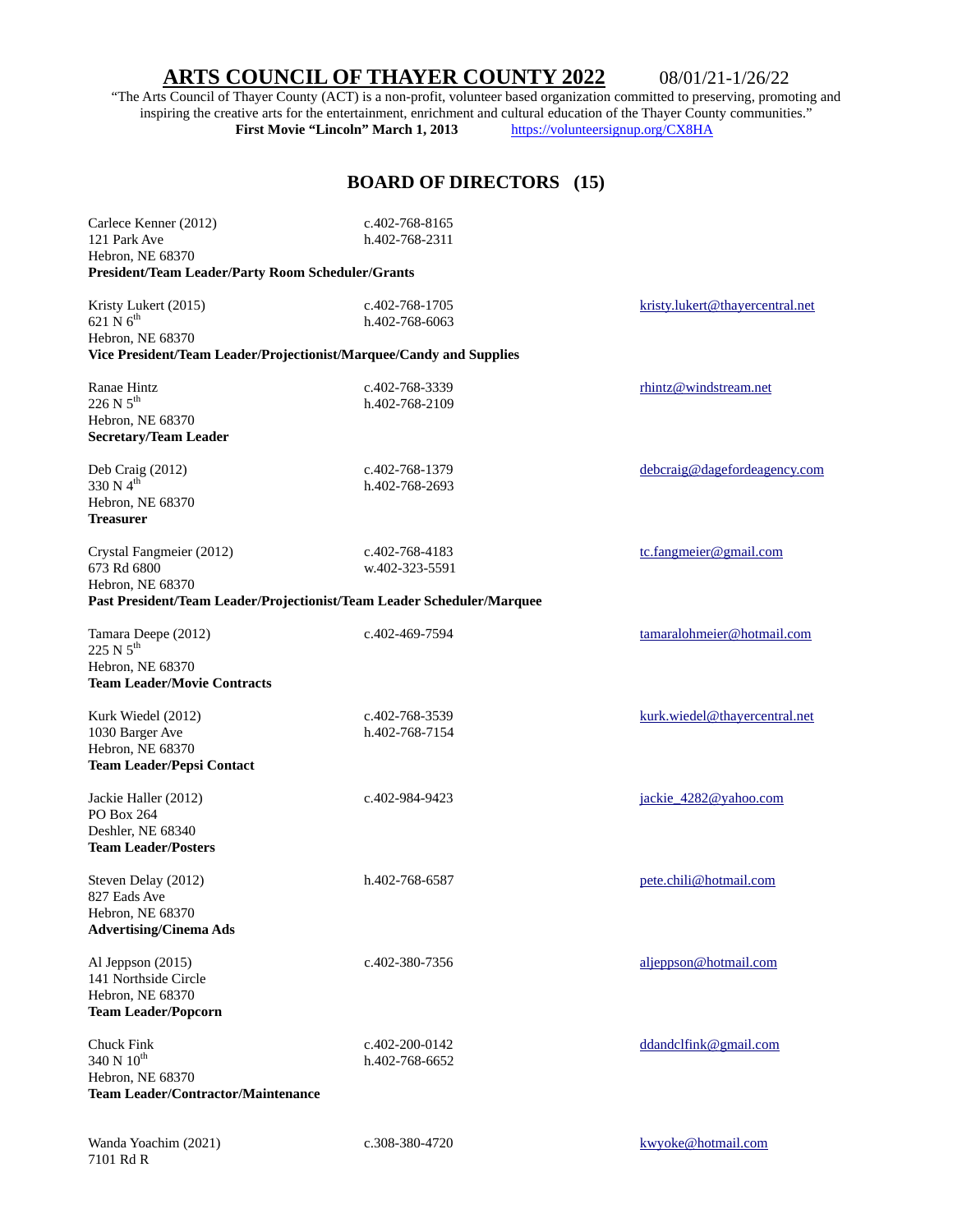# ARTS COUNCIL OF THAYER COUNTY 2022 08/01/21-1/26/22

"The Arts Council of Thayer County (ACT) is a non-profit, volunteer based organization committed to preserving, promoting and inspiring the creative arts for the entertainment, enrichment and cultural education of the Thayer County communities."

**First Movie "Lincoln" March 1, 2013** https://volunteersignup.org/CX8HA

## BOARD OF DIRECTORS (15)

Carlece Kenner (2012) c.402-768-8165
121 Park Ave h.402-768-2311
Hebron, NE 68370
**President/Team Leader/Party Room Scheduler/Grants**

Kristy Lukert (2015) c.402-768-1705 kristy.lukert@thayercentral.net
621 N 6th h.402-768-6063
Hebron, NE 68370
**Vice President/Team Leader/Projectionist/Marquee/Candy and Supplies**

Ranae Hintz c.402-768-3339 rhintz@windstream.net
226 N 5th h.402-768-2109
Hebron, NE 68370
**Secretary/Team Leader**

Deb Craig (2012) c.402-768-1379 debcraig@dagefordeagency.com
330 N 4th h.402-768-2693
Hebron, NE 68370
**Treasurer**

Crystal Fangmeier (2012) c.402-768-4183 tc.fangmeier@gmail.com
673 Rd 6800 w.402-323-5591
Hebron, NE 68370
**Past President/Team Leader/Projectionist/Team Leader Scheduler/Marquee**

Tamara Deepe (2012) c.402-469-7594 tamaralohmeier@hotmail.com
225 N 5th
Hebron, NE 68370
**Team Leader/Movie Contracts**

Kurk Wiedel (2012) c.402-768-3539 kurk.wiedel@thayercentral.net
1030 Barger Ave h.402-768-7154
Hebron, NE 68370
**Team Leader/Pepsi Contact**

Jackie Haller (2012) c.402-984-9423 jackie_4282@yahoo.com
PO Box 264
Deshler, NE 68340
**Team Leader/Posters**

Steven Delay (2012) h.402-768-6587 pete.chili@hotmail.com
827 Eads Ave
Hebron, NE 68370
**Advertising/Cinema Ads**

Al Jeppson (2015) c.402-380-7356 aljeppson@hotmail.com
141 Northside Circle
Hebron, NE 68370
**Team Leader/Popcorn**

Chuck Fink c.402-200-0142 ddandclfink@gmail.com
340 N 10th h.402-768-6652
Hebron, NE 68370
**Team Leader/Contractor/Maintenance**

Wanda Yoachim (2021) c.308-380-4720 kwyoke@hotmail.com
7101 Rd R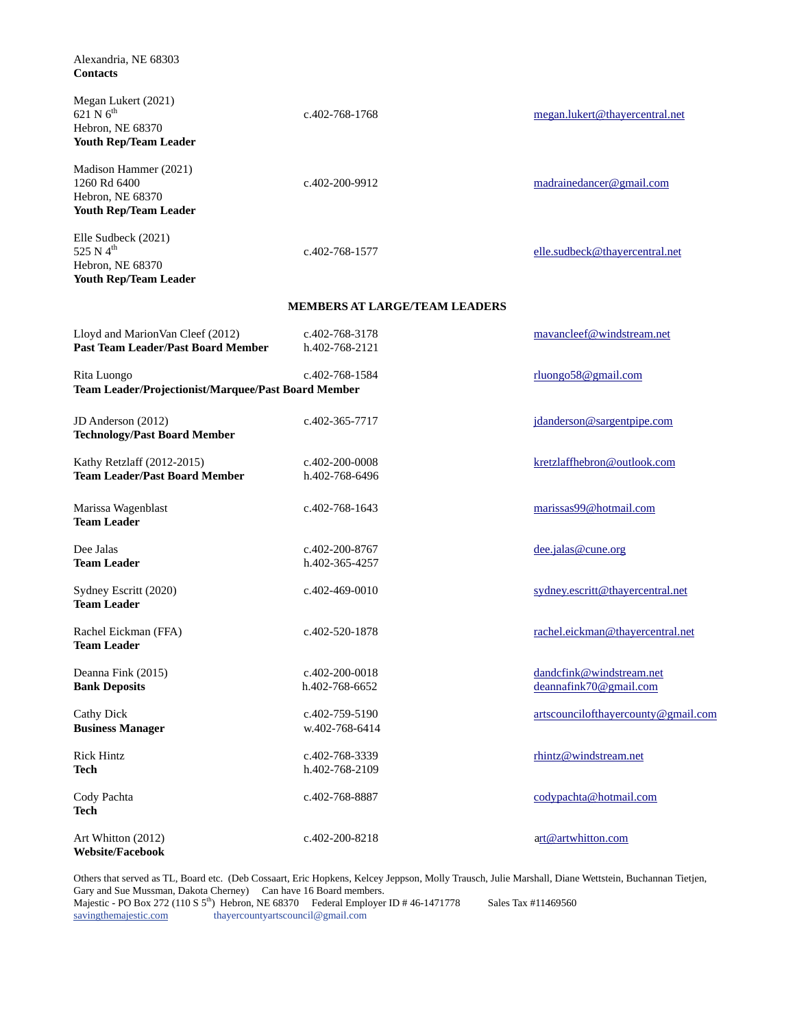Alexandria, NE 68303
**Contacts**

| | | |
|---|---|---|
| Megan Lukert (2021)<br>621 N 6th<br>Hebron, NE 68370<br>**Youth Rep/Team Leader** | c.402-768-1768 | megan.lukert@thayercentral.net |
| Madison Hammer (2021)<br>1260 Rd 6400<br>Hebron, NE 68370<br>**Youth Rep/Team Leader** | c.402-200-9912 | madrainedancer@gmail.com |
| Elle Sudbeck (2021)<br>525 N 4th<br>Hebron, NE 68370<br>**Youth Rep/Team Leader** | c.402-768-1577 | elle.sudbeck@thayercentral.net |

**MEMBERS AT LARGE/TEAM LEADERS**

| | | |
|---|---|---|
| Lloyd and MarionVan Cleef (2012)<br>**Past Team Leader/Past Board Member** | c.402-768-3178<br>h.402-768-2121 | mavancleef@windstream.net |
| Rita Luongo<br>**Team Leader/Projectionist/Marquee/Past Board Member** | c.402-768-1584 | rluongo58@gmail.com |
| JD Anderson (2012)<br>**Technology/Past Board Member** | c.402-365-7717 | jdanderson@sargentpipe.com |
| Kathy Retzlaff (2012-2015)<br>**Team Leader/Past Board Member** | c.402-200-0008<br>h.402-768-6496 | kretzlaffhebron@outlook.com |
| Marissa Wagenblast<br>**Team Leader** | c.402-768-1643 | marissas99@hotmail.com |
| Dee Jalas<br>**Team Leader** | c.402-200-8767<br>h.402-365-4257 | dee.jalas@cune.org |
| Sydney Escritt (2020)<br>**Team Leader** | c.402-469-0010 | sydney.escritt@thayercentral.net |
| Rachel Eickman (FFA)<br>**Team Leader** | c.402-520-1878 | rachel.eickman@thayercentral.net |
| Deanna Fink (2015)<br>**Bank Deposits** | c.402-200-0018<br>h.402-768-6652 | dandcfink@windstream.net<br>deannafink70@gmail.com |
| Cathy Dick<br>**Business Manager** | c.402-759-5190<br>w.402-768-6414 | artscouncilofthayercounty@gmail.com |
| Rick Hintz<br>**Tech** | c.402-768-3339<br>h.402-768-2109 | rhintz@windstream.net |
| Cody Pachta<br>**Tech** | c.402-768-8887 | codypachta@hotmail.com |
| Art Whitton (2012)<br>**Website/Facebook** | c.402-200-8218 | art@artwhitton.com |

Others that served as TL, Board etc. (Deb Cossaart, Eric Hopkens, Kelcey Jeppson, Molly Trausch, Julie Marshall, Diane Wettstein, Buchannan Tietjen, Gary and Sue Mussman, Dakota Cherney) Can have 16 Board members.
Majestic - PO Box 272 (110 S 5th) Hebron, NE 68370 Federal Employer ID # 46-1471778 Sales Tax #11469560
savingthemajestic.com thayercountyartscouncil@gmail.com